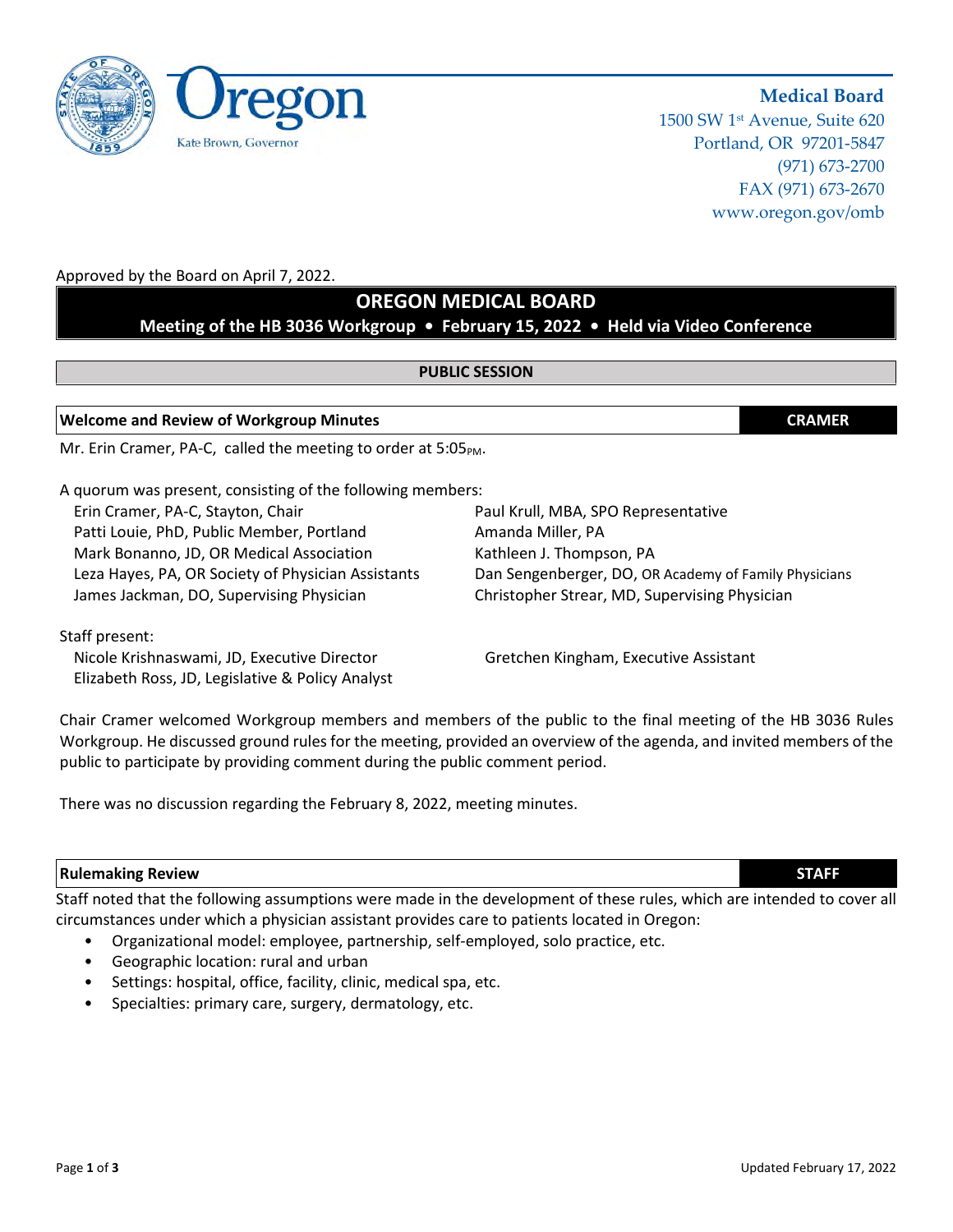Medical Board
1500 SW 1st Avenue, Suite 620
Portland, OR 97201-5847
(971) 673-2700
FAX (971) 673-2670
www.oregon.gov/omb

Kate Brown, Governor

Approved by the Board on April 7, 2022.

# OREGON MEDICAL BOARD

**Meeting of the HB 3036 Workgroup • February 15, 2022 • Held via Video Conference**

## PUBLIC SESSION

### Welcome and Review of Workgroup Minutes — CRAMER

Mr. Erin Cramer, PA-C, called the meeting to order at 5:05PM.

A quorum was present, consisting of the following members:

Erin Cramer, PA-C, Stayton, Chair
Patti Louie, PhD, Public Member, Portland
Mark Bonanno, JD, OR Medical Association
Leza Hayes, PA, OR Society of Physician Assistants
James Jackman, DO, Supervising Physician
Paul Krull, MBA, SPO Representative
Amanda Miller, PA
Kathleen J. Thompson, PA
Dan Sengenberger, DO, OR Academy of Family Physicians
Christopher Strear, MD, Supervising Physician

Staff present:

Nicole Krishnaswami, JD, Executive Director
Elizabeth Ross, JD, Legislative & Policy Analyst
Gretchen Kingham, Executive Assistant

Chair Cramer welcomed Workgroup members and members of the public to the final meeting of the HB 3036 Rules Workgroup. He discussed ground rules for the meeting, provided an overview of the agenda, and invited members of the public to participate by providing comment during the public comment period.

There was no discussion regarding the February 8, 2022, meeting minutes.

### Rulemaking Review — STAFF

Staff noted that the following assumptions were made in the development of these rules, which are intended to cover all circumstances under which a physician assistant provides care to patients located in Oregon:

- Organizational model: employee, partnership, self-employed, solo practice, etc.
- Geographic location: rural and urban
- Settings: hospital, office, facility, clinic, medical spa, etc.
- Specialties: primary care, surgery, dermatology, etc.

Updated February 17, 2022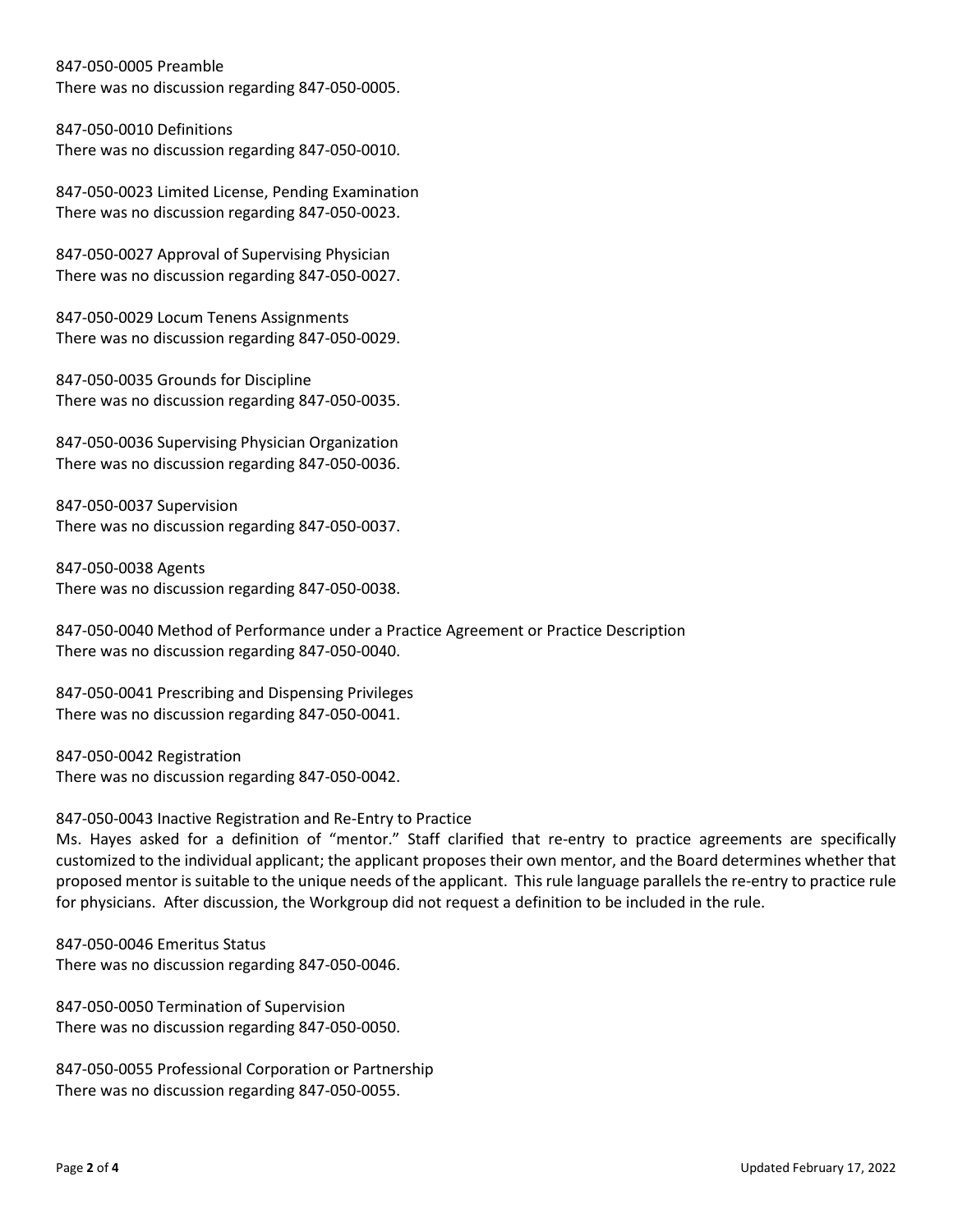847-050-0005 Preamble
There was no discussion regarding 847-050-0005.

847-050-0010 Definitions
There was no discussion regarding 847-050-0010.

847-050-0023 Limited License, Pending Examination
There was no discussion regarding 847-050-0023.

847-050-0027 Approval of Supervising Physician
There was no discussion regarding 847-050-0027.

847-050-0029 Locum Tenens Assignments
There was no discussion regarding 847-050-0029.

847-050-0035 Grounds for Discipline
There was no discussion regarding 847-050-0035.

847-050-0036 Supervising Physician Organization
There was no discussion regarding 847-050-0036.

847-050-0037 Supervision
There was no discussion regarding 847-050-0037.

847-050-0038 Agents
There was no discussion regarding 847-050-0038.

847-050-0040 Method of Performance under a Practice Agreement or Practice Description
There was no discussion regarding 847-050-0040.

847-050-0041 Prescribing and Dispensing Privileges
There was no discussion regarding 847-050-0041.

847-050-0042 Registration
There was no discussion regarding 847-050-0042.

847-050-0043 Inactive Registration and Re-Entry to Practice
Ms. Hayes asked for a definition of "mentor." Staff clarified that re-entry to practice agreements are specifically customized to the individual applicant; the applicant proposes their own mentor, and the Board determines whether that proposed mentor is suitable to the unique needs of the applicant. This rule language parallels the re-entry to practice rule for physicians. After discussion, the Workgroup did not request a definition to be included in the rule.

847-050-0046 Emeritus Status
There was no discussion regarding 847-050-0046.

847-050-0050 Termination of Supervision
There was no discussion regarding 847-050-0050.

847-050-0055 Professional Corporation or Partnership
There was no discussion regarding 847-050-0055.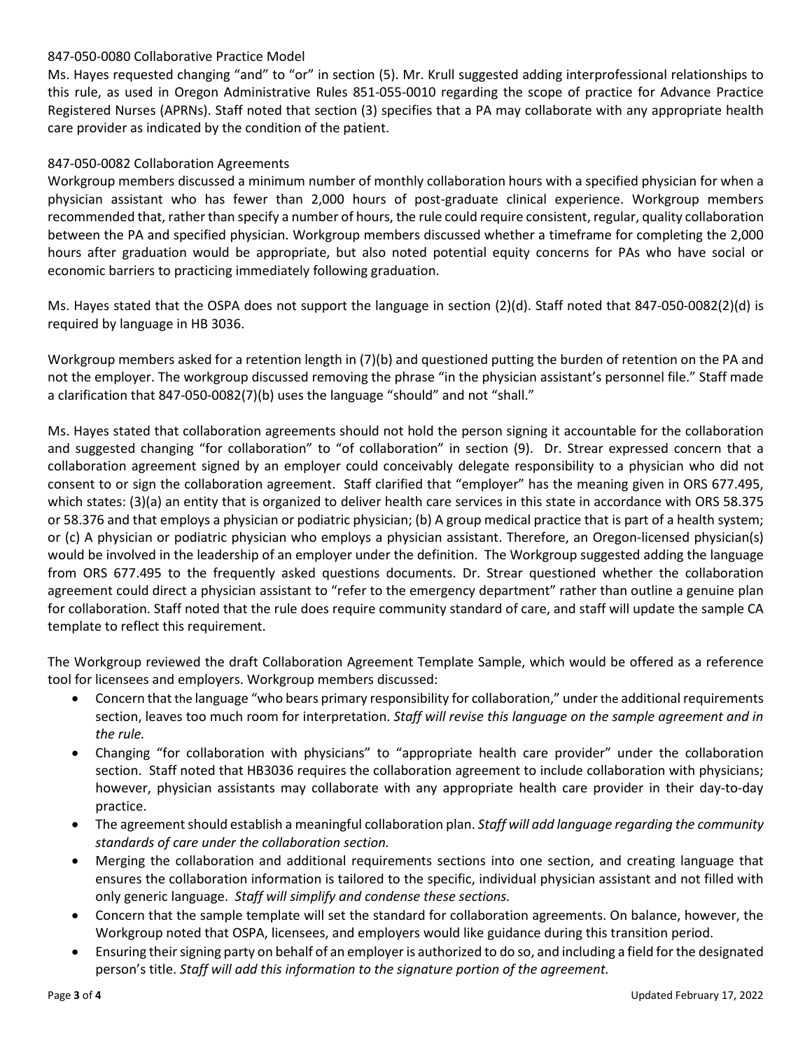847-050-0080 Collaborative Practice Model

Ms. Hayes requested changing "and" to "or" in section (5). Mr. Krull suggested adding interprofessional relationships to this rule, as used in Oregon Administrative Rules 851-055-0010 regarding the scope of practice for Advance Practice Registered Nurses (APRNs). Staff noted that section (3) specifies that a PA may collaborate with any appropriate health care provider as indicated by the condition of the patient.

847-050-0082 Collaboration Agreements

Workgroup members discussed a minimum number of monthly collaboration hours with a specified physician for when a physician assistant who has fewer than 2,000 hours of post-graduate clinical experience. Workgroup members recommended that, rather than specify a number of hours, the rule could require consistent, regular, quality collaboration between the PA and specified physician. Workgroup members discussed whether a timeframe for completing the 2,000 hours after graduation would be appropriate, but also noted potential equity concerns for PAs who have social or economic barriers to practicing immediately following graduation.

Ms. Hayes stated that the OSPA does not support the language in section (2)(d). Staff noted that 847-050-0082(2)(d) is required by language in HB 3036.

Workgroup members asked for a retention length in (7)(b) and questioned putting the burden of retention on the PA and not the employer. The workgroup discussed removing the phrase "in the physician assistant's personnel file." Staff made a clarification that 847-050-0082(7)(b) uses the language "should" and not "shall."

Ms. Hayes stated that collaboration agreements should not hold the person signing it accountable for the collaboration and suggested changing "for collaboration" to "of collaboration" in section (9). Dr. Strear expressed concern that a collaboration agreement signed by an employer could conceivably delegate responsibility to a physician who did not consent to or sign the collaboration agreement. Staff clarified that "employer" has the meaning given in ORS 677.495, which states: (3)(a) an entity that is organized to deliver health care services in this state in accordance with ORS 58.375 or 58.376 and that employs a physician or podiatric physician; (b) A group medical practice that is part of a health system; or (c) A physician or podiatric physician who employs a physician assistant. Therefore, an Oregon-licensed physician(s) would be involved in the leadership of an employer under the definition. The Workgroup suggested adding the language from ORS 677.495 to the frequently asked questions documents. Dr. Strear questioned whether the collaboration agreement could direct a physician assistant to "refer to the emergency department" rather than outline a genuine plan for collaboration. Staff noted that the rule does require community standard of care, and staff will update the sample CA template to reflect this requirement.

The Workgroup reviewed the draft Collaboration Agreement Template Sample, which would be offered as a reference tool for licensees and employers. Workgroup members discussed:

- Concern that the language "who bears primary responsibility for collaboration," under the additional requirements section, leaves too much room for interpretation. *Staff will revise this language on the sample agreement and in the rule.*
- Changing "for collaboration with physicians" to "appropriate health care provider" under the collaboration section. Staff noted that HB3036 requires the collaboration agreement to include collaboration with physicians; however, physician assistants may collaborate with any appropriate health care provider in their day-to-day practice.
- The agreement should establish a meaningful collaboration plan. *Staff will add language regarding the community standards of care under the collaboration section.*
- Merging the collaboration and additional requirements sections into one section, and creating language that ensures the collaboration information is tailored to the specific, individual physician assistant and not filled with only generic language. *Staff will simplify and condense these sections.*
- Concern that the sample template will set the standard for collaboration agreements. On balance, however, the Workgroup noted that OSPA, licensees, and employers would like guidance during this transition period.
- Ensuring their signing party on behalf of an employer is authorized to do so, and including a field for the designated person's title. *Staff will add this information to the signature portion of the agreement.*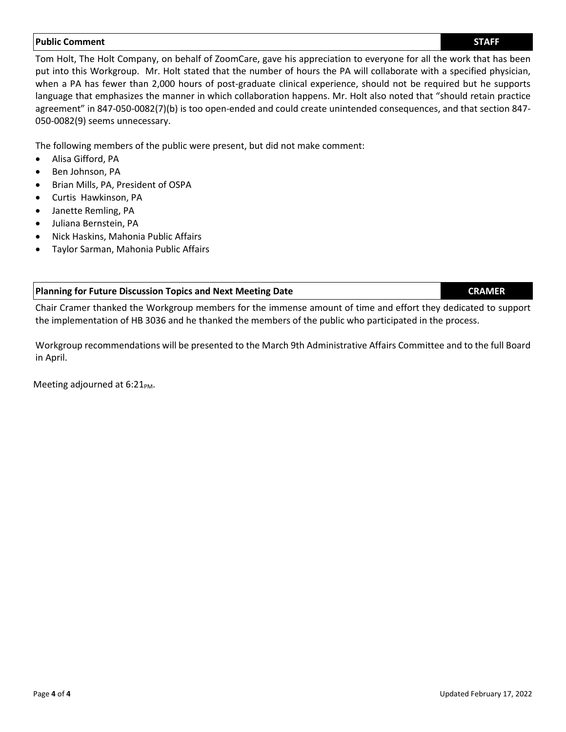## Public Comment — STAFF

Tom Holt, The Holt Company, on behalf of ZoomCare, gave his appreciation to everyone for all the work that has been put into this Workgroup. Mr. Holt stated that the number of hours the PA will collaborate with a specified physician, when a PA has fewer than 2,000 hours of post-graduate clinical experience, should not be required but he supports language that emphasizes the manner in which collaboration happens. Mr. Holt also noted that "should retain practice agreement" in 847-050-0082(7)(b) is too open-ended and could create unintended consequences, and that section 847-050-0082(9) seems unnecessary.

The following members of the public were present, but did not make comment:

- Alisa Gifford, PA
- Ben Johnson, PA
- Brian Mills, PA, President of OSPA
- Curtis Hawkinson, PA
- Janette Remling, PA
- Juliana Bernstein, PA
- Nick Haskins, Mahonia Public Affairs
- Taylor Sarman, Mahonia Public Affairs

## Planning for Future Discussion Topics and Next Meeting Date — CRAMER

Chair Cramer thanked the Workgroup members for the immense amount of time and effort they dedicated to support the implementation of HB 3036 and he thanked the members of the public who participated in the process.

Workgroup recommendations will be presented to the March 9th Administrative Affairs Committee and to the full Board in April.

Meeting adjourned at 6:21PM.